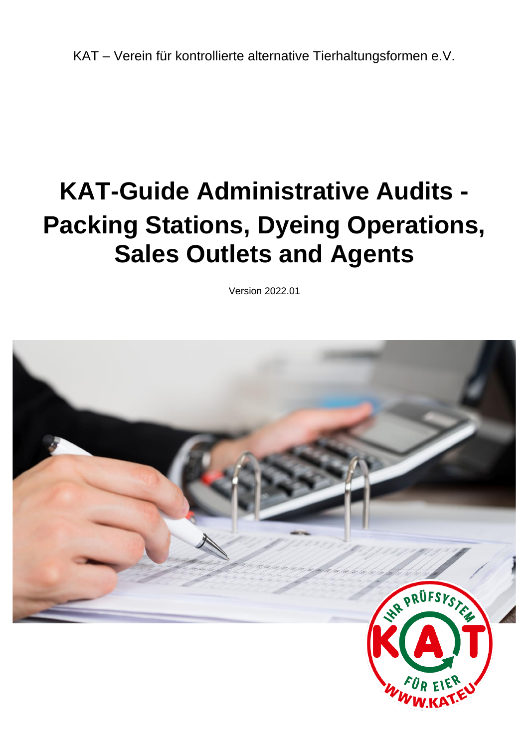KAT – Verein für kontrollierte alternative Tierhaltungsformen e.V.

# KAT-Guide Administrative Audits - Packing Stations, Dyeing Operations, Sales Outlets and Agents

Version 2022.01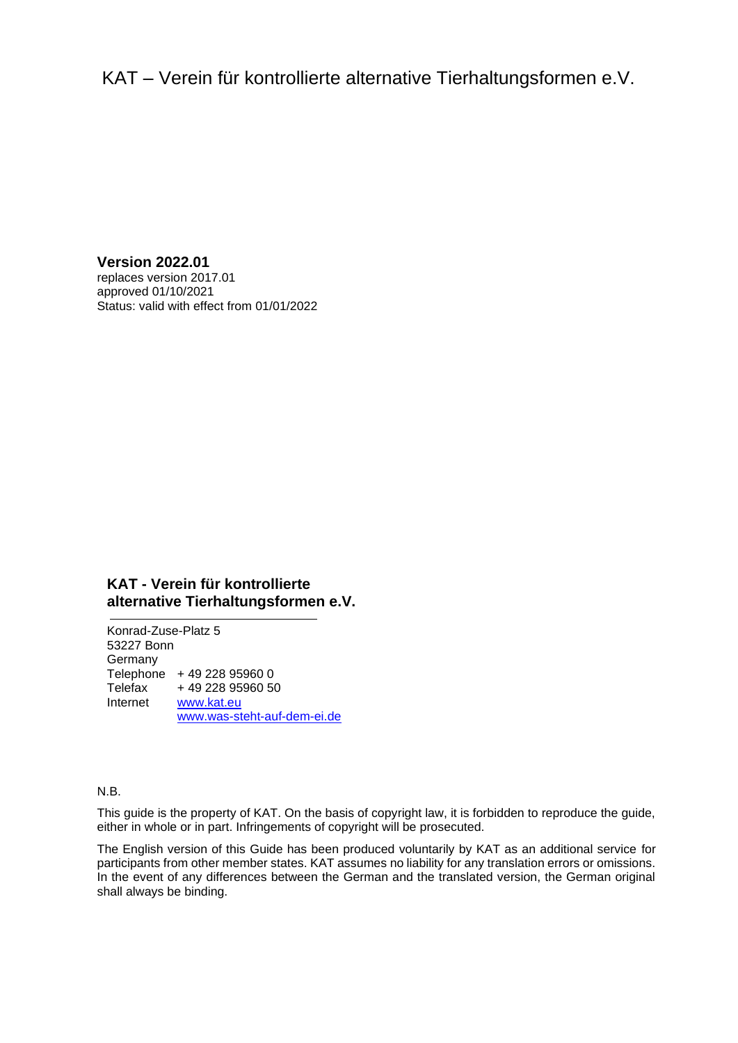KAT – Verein für kontrollierte alternative Tierhaltungsformen e.V.

**Version 2022.01**
replaces version 2017.01
approved 01/10/2021
Status: valid with effect from 01/01/2022

**KAT - Verein für kontrollierte alternative Tierhaltungsformen e.V.**

Konrad-Zuse-Platz 5
53227 Bonn
Germany

| | |
|---|---|
| Telephone | + 49 228 95960 0 |
| Telefax | + 49 228 95960 50 |
| Internet | www.kat.eu |
| | www.was-steht-auf-dem-ei.de |

N.B.

This guide is the property of KAT. On the basis of copyright law, it is forbidden to reproduce the guide, either in whole or in part. Infringements of copyright will be prosecuted.

The English version of this Guide has been produced voluntarily by KAT as an additional service for participants from other member states. KAT assumes no liability for any translation errors or omissions. In the event of any differences between the German and the translated version, the German original shall always be binding.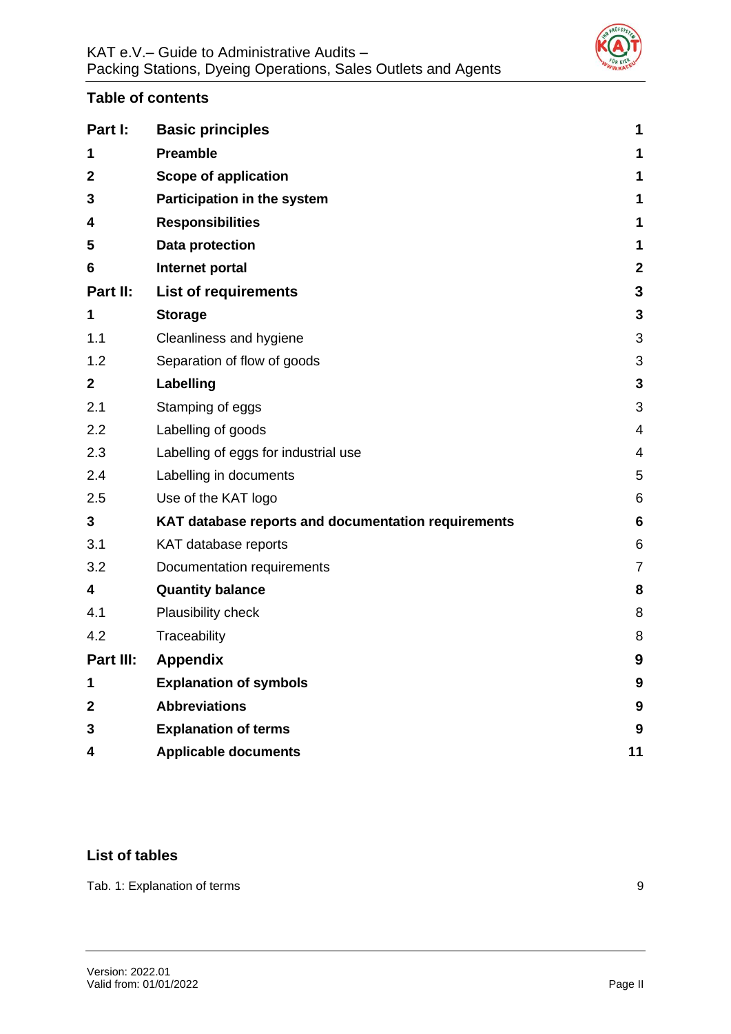## Table of contents

| | | |
|---|---|---|
| **Part I:** | **Basic principles** | **1** |
| **1** | **Preamble** | **1** |
| **2** | **Scope of application** | **1** |
| **3** | **Participation in the system** | **1** |
| **4** | **Responsibilities** | **1** |
| **5** | **Data protection** | **1** |
| **6** | **Internet portal** | **2** |
| **Part II:** | **List of requirements** | **3** |
| **1** | **Storage** | **3** |
| 1.1 | Cleanliness and hygiene | 3 |
| 1.2 | Separation of flow of goods | 3 |
| **2** | **Labelling** | **3** |
| 2.1 | Stamping of eggs | 3 |
| 2.2 | Labelling of goods | 4 |
| 2.3 | Labelling of eggs for industrial use | 4 |
| 2.4 | Labelling in documents | 5 |
| 2.5 | Use of the KAT logo | 6 |
| **3** | **KAT database reports and documentation requirements** | **6** |
| 3.1 | KAT database reports | 6 |
| 3.2 | Documentation requirements | 7 |
| **4** | **Quantity balance** | **8** |
| 4.1 | Plausibility check | 8 |
| 4.2 | Traceability | 8 |
| **Part III:** | **Appendix** | **9** |
| **1** | **Explanation of symbols** | **9** |
| **2** | **Abbreviations** | **9** |
| **3** | **Explanation of terms** | **9** |
| **4** | **Applicable documents** | **11** |

## List of tables

Tab. 1: Explanation of terms 9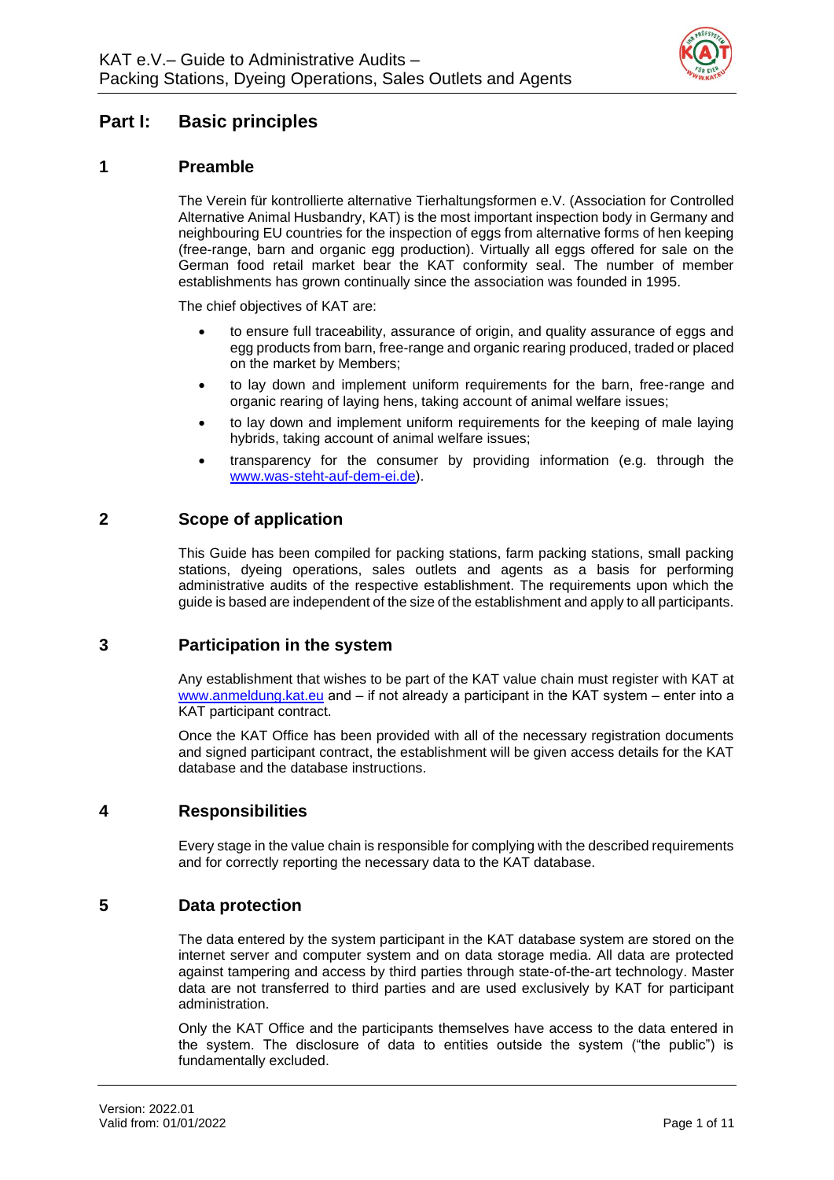# Part I: Basic principles

## 1 Preamble

The Verein für kontrollierte alternative Tierhaltungsformen e.V. (Association for Controlled Alternative Animal Husbandry, KAT) is the most important inspection body in Germany and neighbouring EU countries for the inspection of eggs from alternative forms of hen keeping (free-range, barn and organic egg production). Virtually all eggs offered for sale on the German food retail market bear the KAT conformity seal. The number of member establishments has grown continually since the association was founded in 1995.

The chief objectives of KAT are:

- to ensure full traceability, assurance of origin, and quality assurance of eggs and egg products from barn, free-range and organic rearing produced, traded or placed on the market by Members;
- to lay down and implement uniform requirements for the barn, free-range and organic rearing of laying hens, taking account of animal welfare issues;
- to lay down and implement uniform requirements for the keeping of male laying hybrids, taking account of animal welfare issues;
- transparency for the consumer by providing information (e.g. through the www.was-steht-auf-dem-ei.de).

## 2 Scope of application

This Guide has been compiled for packing stations, farm packing stations, small packing stations, dyeing operations, sales outlets and agents as a basis for performing administrative audits of the respective establishment. The requirements upon which the guide is based are independent of the size of the establishment and apply to all participants.

## 3 Participation in the system

Any establishment that wishes to be part of the KAT value chain must register with KAT at www.anmeldung.kat.eu and – if not already a participant in the KAT system – enter into a KAT participant contract.

Once the KAT Office has been provided with all of the necessary registration documents and signed participant contract, the establishment will be given access details for the KAT database and the database instructions.

## 4 Responsibilities

Every stage in the value chain is responsible for complying with the described requirements and for correctly reporting the necessary data to the KAT database.

## 5 Data protection

The data entered by the system participant in the KAT database system are stored on the internet server and computer system and on data storage media. All data are protected against tampering and access by third parties through state-of-the-art technology. Master data are not transferred to third parties and are used exclusively by KAT for participant administration.

Only the KAT Office and the participants themselves have access to the data entered in the system. The disclosure of data to entities outside the system ("the public") is fundamentally excluded.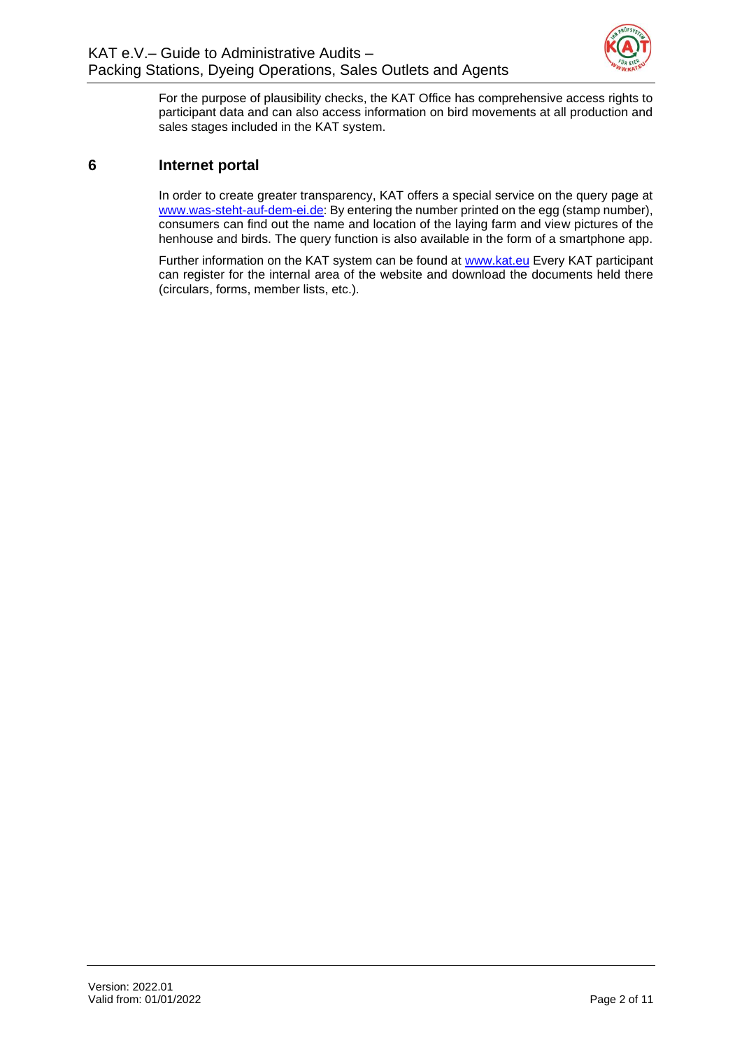For the purpose of plausibility checks, the KAT Office has comprehensive access rights to participant data and can also access information on bird movements at all production and sales stages included in the KAT system.

## 6 Internet portal

In order to create greater transparency, KAT offers a special service on the query page at [www.was-steht-auf-dem-ei.de](www.was-steht-auf-dem-ei.de): By entering the number printed on the egg (stamp number), consumers can find out the name and location of the laying farm and view pictures of the henhouse and birds. The query function is also available in the form of a smartphone app.

Further information on the KAT system can be found at [www.kat.eu](www.kat.eu) Every KAT participant can register for the internal area of the website and download the documents held there (circulars, forms, member lists, etc.).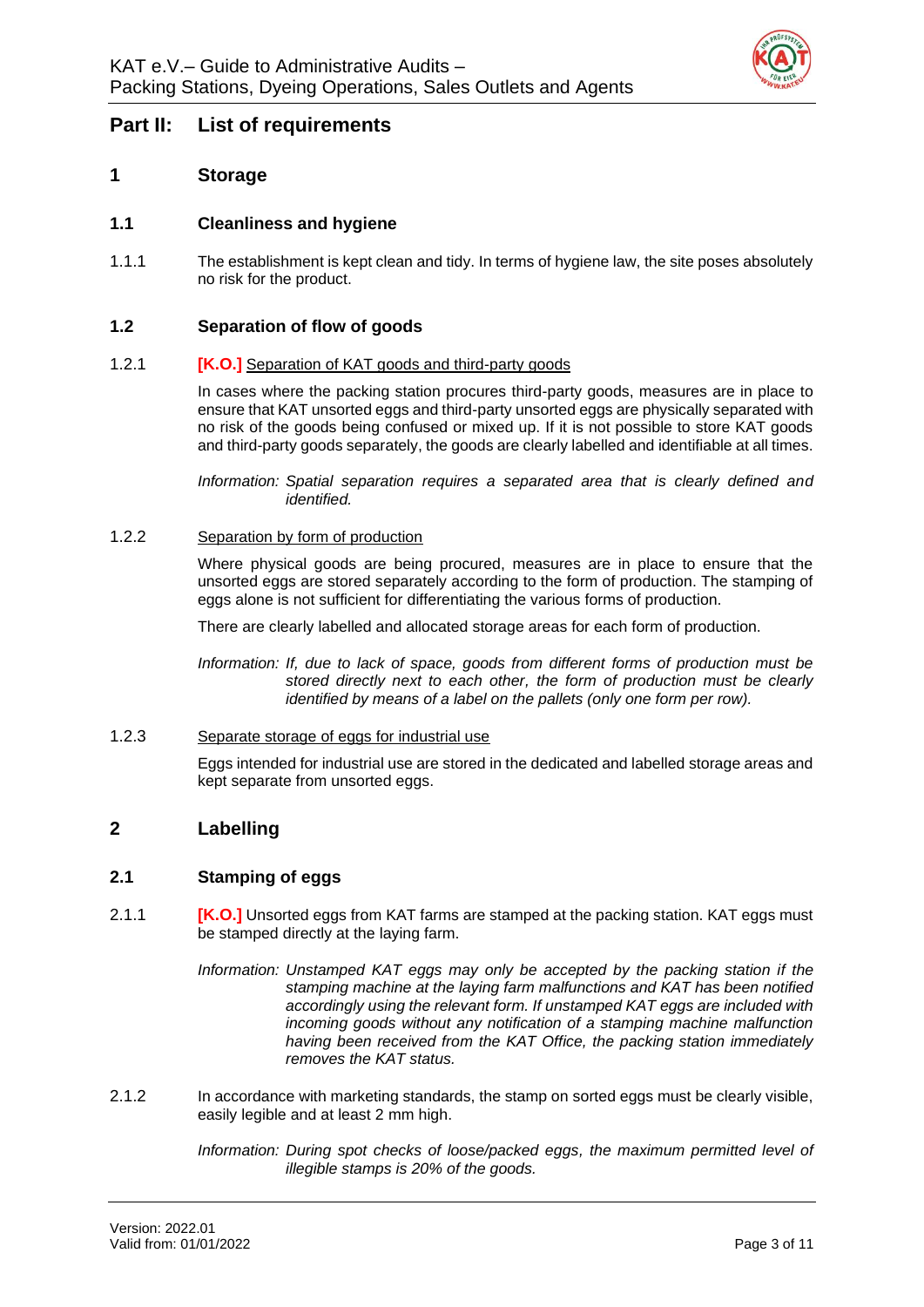# Part II: List of requirements

## 1 Storage

### 1.1 Cleanliness and hygiene

1.1.1 The establishment is kept clean and tidy. In terms of hygiene law, the site poses absolutely no risk for the product.

### 1.2 Separation of flow of goods

1.2.1 **[K.O.]** Separation of KAT goods and third-party goods

In cases where the packing station procures third-party goods, measures are in place to ensure that KAT unsorted eggs and third-party unsorted eggs are physically separated with no risk of the goods being confused or mixed up. If it is not possible to store KAT goods and third-party goods separately, the goods are clearly labelled and identifiable at all times.

*Information: Spatial separation requires a separated area that is clearly defined and identified.*

1.2.2 Separation by form of production

Where physical goods are being procured, measures are in place to ensure that the unsorted eggs are stored separately according to the form of production. The stamping of eggs alone is not sufficient for differentiating the various forms of production.

There are clearly labelled and allocated storage areas for each form of production.

*Information: If, due to lack of space, goods from different forms of production must be stored directly next to each other, the form of production must be clearly identified by means of a label on the pallets (only one form per row).*

1.2.3 Separate storage of eggs for industrial use

Eggs intended for industrial use are stored in the dedicated and labelled storage areas and kept separate from unsorted eggs.

## 2 Labelling

### 2.1 Stamping of eggs

2.1.1 **[K.O.]** Unsorted eggs from KAT farms are stamped at the packing station. KAT eggs must be stamped directly at the laying farm.

*Information: Unstamped KAT eggs may only be accepted by the packing station if the stamping machine at the laying farm malfunctions and KAT has been notified accordingly using the relevant form. If unstamped KAT eggs are included with incoming goods without any notification of a stamping machine malfunction having been received from the KAT Office, the packing station immediately removes the KAT status.*

2.1.2 In accordance with marketing standards, the stamp on sorted eggs must be clearly visible, easily legible and at least 2 mm high.

*Information: During spot checks of loose/packed eggs, the maximum permitted level of illegible stamps is 20% of the goods.*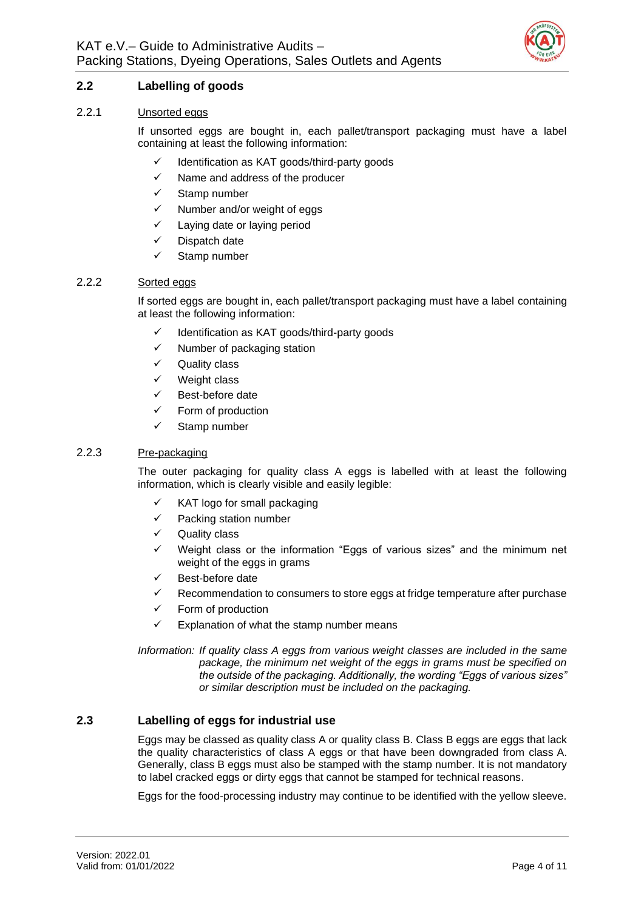## 2.2 Labelling of goods

### 2.2.1 Unsorted eggs

If unsorted eggs are bought in, each pallet/transport packaging must have a label containing at least the following information:

- ✓ Identification as KAT goods/third-party goods
- ✓ Name and address of the producer
- ✓ Stamp number
- ✓ Number and/or weight of eggs
- ✓ Laying date or laying period
- ✓ Dispatch date
- ✓ Stamp number

### 2.2.2 Sorted eggs

If sorted eggs are bought in, each pallet/transport packaging must have a label containing at least the following information:

- ✓ Identification as KAT goods/third-party goods
- ✓ Number of packaging station
- ✓ Quality class
- ✓ Weight class
- ✓ Best-before date
- ✓ Form of production
- ✓ Stamp number

### 2.2.3 Pre-packaging

The outer packaging for quality class A eggs is labelled with at least the following information, which is clearly visible and easily legible:

- ✓ KAT logo for small packaging
- ✓ Packing station number
- ✓ Quality class
- ✓ Weight class or the information "Eggs of various sizes" and the minimum net weight of the eggs in grams
- ✓ Best-before date
- ✓ Recommendation to consumers to store eggs at fridge temperature after purchase
- ✓ Form of production
- ✓ Explanation of what the stamp number means

*Information: If quality class A eggs from various weight classes are included in the same package, the minimum net weight of the eggs in grams must be specified on the outside of the packaging. Additionally, the wording "Eggs of various sizes" or similar description must be included on the packaging.*

## 2.3 Labelling of eggs for industrial use

Eggs may be classed as quality class A or quality class B. Class B eggs are eggs that lack the quality characteristics of class A eggs or that have been downgraded from class A. Generally, class B eggs must also be stamped with the stamp number. It is not mandatory to label cracked eggs or dirty eggs that cannot be stamped for technical reasons.

Eggs for the food-processing industry may continue to be identified with the yellow sleeve.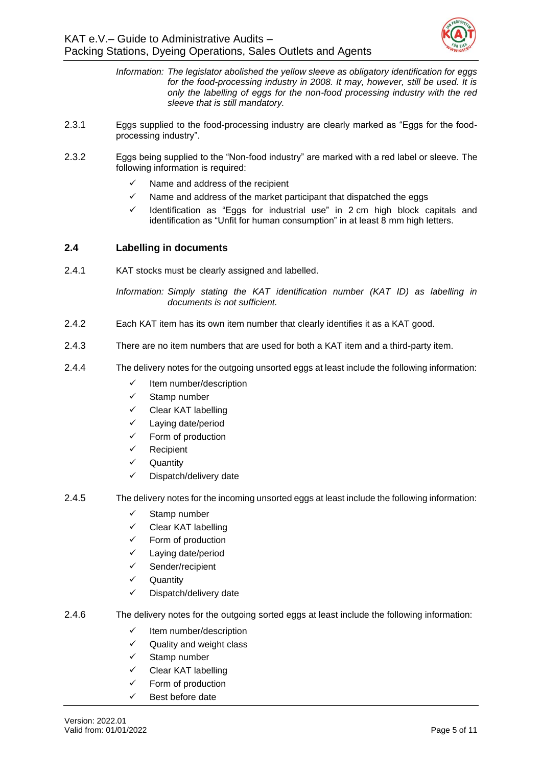*Information: The legislator abolished the yellow sleeve as obligatory identification for eggs for the food-processing industry in 2008. It may, however, still be used. It is only the labelling of eggs for the non-food processing industry with the red sleeve that is still mandatory.*

2.3.1 Eggs supplied to the food-processing industry are clearly marked as "Eggs for the food-processing industry".

2.3.2 Eggs being supplied to the "Non-food industry" are marked with a red label or sleeve. The following information is required:

- ✓ Name and address of the recipient
- ✓ Name and address of the market participant that dispatched the eggs
- ✓ Identification as "Eggs for industrial use" in 2 cm high block capitals and identification as "Unfit for human consumption" in at least 8 mm high letters.

## 2.4 Labelling in documents

2.4.1 KAT stocks must be clearly assigned and labelled.

*Information: Simply stating the KAT identification number (KAT ID) as labelling in documents is not sufficient.*

2.4.2 Each KAT item has its own item number that clearly identifies it as a KAT good.

2.4.3 There are no item numbers that are used for both a KAT item and a third-party item.

2.4.4 The delivery notes for the outgoing unsorted eggs at least include the following information:

- ✓ Item number/description
- ✓ Stamp number
- ✓ Clear KAT labelling
- ✓ Laying date/period
- ✓ Form of production
- ✓ Recipient
- ✓ Quantity
- ✓ Dispatch/delivery date

2.4.5 The delivery notes for the incoming unsorted eggs at least include the following information:

- ✓ Stamp number
- ✓ Clear KAT labelling
- ✓ Form of production
- ✓ Laying date/period
- ✓ Sender/recipient
- ✓ Quantity
- ✓ Dispatch/delivery date

2.4.6 The delivery notes for the outgoing sorted eggs at least include the following information:

- ✓ Item number/description
- ✓ Quality and weight class
- ✓ Stamp number
- ✓ Clear KAT labelling
- ✓ Form of production
- ✓ Best before date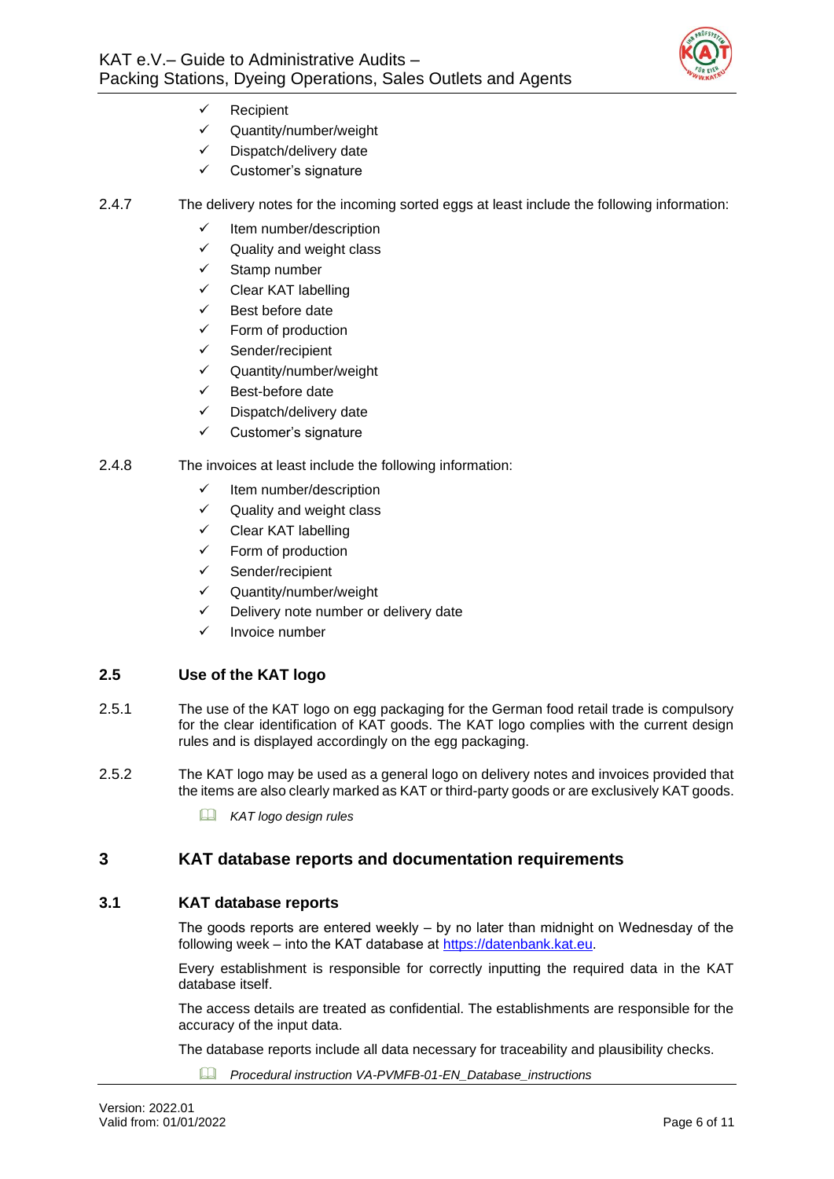- ✓ Recipient
- ✓ Quantity/number/weight
- ✓ Dispatch/delivery date
- ✓ Customer's signature

2.4.7 The delivery notes for the incoming sorted eggs at least include the following information:

- ✓ Item number/description
- ✓ Quality and weight class
- ✓ Stamp number
- ✓ Clear KAT labelling
- ✓ Best before date
- ✓ Form of production
- ✓ Sender/recipient
- ✓ Quantity/number/weight
- ✓ Best-before date
- ✓ Dispatch/delivery date
- ✓ Customer's signature

2.4.8 The invoices at least include the following information:

- ✓ Item number/description
- ✓ Quality and weight class
- ✓ Clear KAT labelling
- ✓ Form of production
- ✓ Sender/recipient
- ✓ Quantity/number/weight
- ✓ Delivery note number or delivery date
- ✓ Invoice number

### 2.5 Use of the KAT logo

2.5.1 The use of the KAT logo on egg packaging for the German food retail trade is compulsory for the clear identification of KAT goods. The KAT logo complies with the current design rules and is displayed accordingly on the egg packaging.

2.5.2 The KAT logo may be used as a general logo on delivery notes and invoices provided that the items are also clearly marked as KAT or third-party goods or are exclusively KAT goods.

📖 *KAT logo design rules*

## 3 KAT database reports and documentation requirements

### 3.1 KAT database reports

The goods reports are entered weekly – by no later than midnight on Wednesday of the following week – into the KAT database at https://datenbank.kat.eu.

Every establishment is responsible for correctly inputting the required data in the KAT database itself.

The access details are treated as confidential. The establishments are responsible for the accuracy of the input data.

The database reports include all data necessary for traceability and plausibility checks.

📖 *Procedural instruction VA-PVMFB-01-EN_Database_instructions*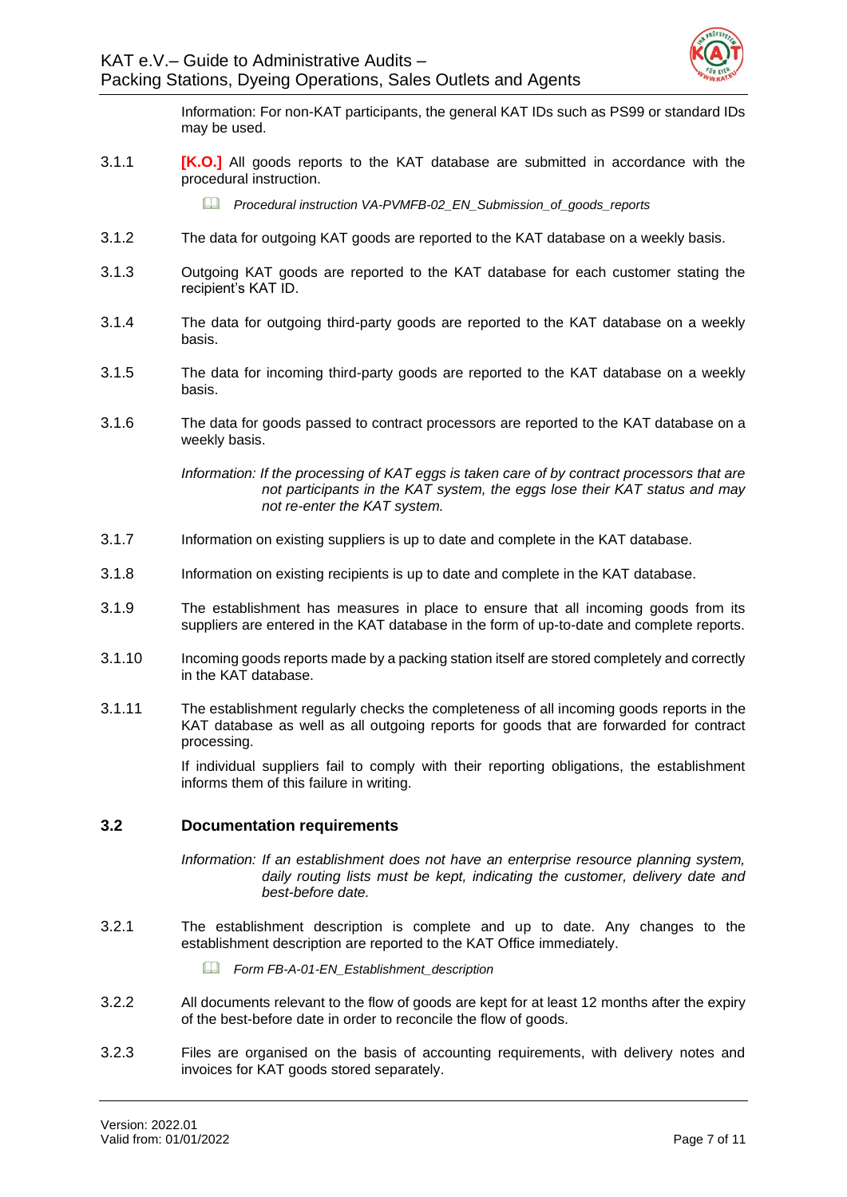Information: For non-KAT participants, the general KAT IDs such as PS99 or standard IDs may be used.

3.1.1 **[K.O.]** All goods reports to the KAT database are submitted in accordance with the procedural instruction.

*Procedural instruction VA-PVMFB-02_EN_Submission_of_goods_reports*

3.1.2 The data for outgoing KAT goods are reported to the KAT database on a weekly basis.

3.1.3 Outgoing KAT goods are reported to the KAT database for each customer stating the recipient's KAT ID.

3.1.4 The data for outgoing third-party goods are reported to the KAT database on a weekly basis.

3.1.5 The data for incoming third-party goods are reported to the KAT database on a weekly basis.

3.1.6 The data for goods passed to contract processors are reported to the KAT database on a weekly basis.

*Information: If the processing of KAT eggs is taken care of by contract processors that are not participants in the KAT system, the eggs lose their KAT status and may not re-enter the KAT system.*

3.1.7 Information on existing suppliers is up to date and complete in the KAT database.

3.1.8 Information on existing recipients is up to date and complete in the KAT database.

3.1.9 The establishment has measures in place to ensure that all incoming goods from its suppliers are entered in the KAT database in the form of up-to-date and complete reports.

3.1.10 Incoming goods reports made by a packing station itself are stored completely and correctly in the KAT database.

3.1.11 The establishment regularly checks the completeness of all incoming goods reports in the KAT database as well as all outgoing reports for goods that are forwarded for contract processing.

If individual suppliers fail to comply with their reporting obligations, the establishment informs them of this failure in writing.

### 3.2 Documentation requirements

*Information: If an establishment does not have an enterprise resource planning system, daily routing lists must be kept, indicating the customer, delivery date and best-before date.*

3.2.1 The establishment description is complete and up to date. Any changes to the establishment description are reported to the KAT Office immediately.

*Form FB-A-01-EN_Establishment_description*

3.2.2 All documents relevant to the flow of goods are kept for at least 12 months after the expiry of the best-before date in order to reconcile the flow of goods.

3.2.3 Files are organised on the basis of accounting requirements, with delivery notes and invoices for KAT goods stored separately.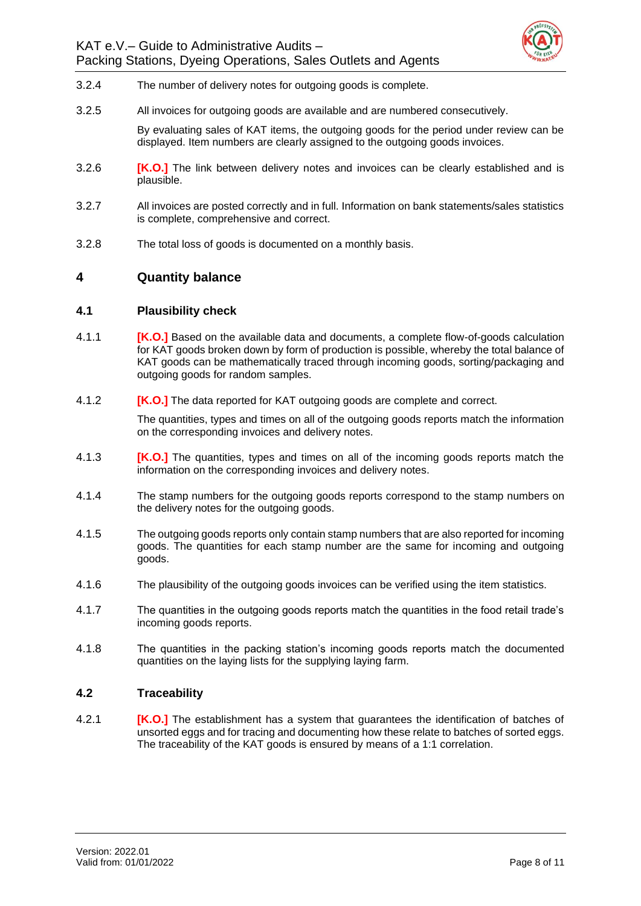3.2.4 The number of delivery notes for outgoing goods is complete.

3.2.5 All invoices for outgoing goods are available and are numbered consecutively.

By evaluating sales of KAT items, the outgoing goods for the period under review can be displayed. Item numbers are clearly assigned to the outgoing goods invoices.

3.2.6 **[K.O.]** The link between delivery notes and invoices can be clearly established and is plausible.

3.2.7 All invoices are posted correctly and in full. Information on bank statements/sales statistics is complete, comprehensive and correct.

3.2.8 The total loss of goods is documented on a monthly basis.

# 4 Quantity balance

## 4.1 Plausibility check

4.1.1 **[K.O.]** Based on the available data and documents, a complete flow-of-goods calculation for KAT goods broken down by form of production is possible, whereby the total balance of KAT goods can be mathematically traced through incoming goods, sorting/packaging and outgoing goods for random samples.

4.1.2 **[K.O.]** The data reported for KAT outgoing goods are complete and correct.

The quantities, types and times on all of the outgoing goods reports match the information on the corresponding invoices and delivery notes.

4.1.3 **[K.O.]** The quantities, types and times on all of the incoming goods reports match the information on the corresponding invoices and delivery notes.

4.1.4 The stamp numbers for the outgoing goods reports correspond to the stamp numbers on the delivery notes for the outgoing goods.

4.1.5 The outgoing goods reports only contain stamp numbers that are also reported for incoming goods. The quantities for each stamp number are the same for incoming and outgoing goods.

4.1.6 The plausibility of the outgoing goods invoices can be verified using the item statistics.

4.1.7 The quantities in the outgoing goods reports match the quantities in the food retail trade's incoming goods reports.

4.1.8 The quantities in the packing station's incoming goods reports match the documented quantities on the laying lists for the supplying laying farm.

## 4.2 Traceability

4.2.1 **[K.O.]** The establishment has a system that guarantees the identification of batches of unsorted eggs and for tracing and documenting how these relate to batches of sorted eggs. The traceability of the KAT goods is ensured by means of a 1:1 correlation.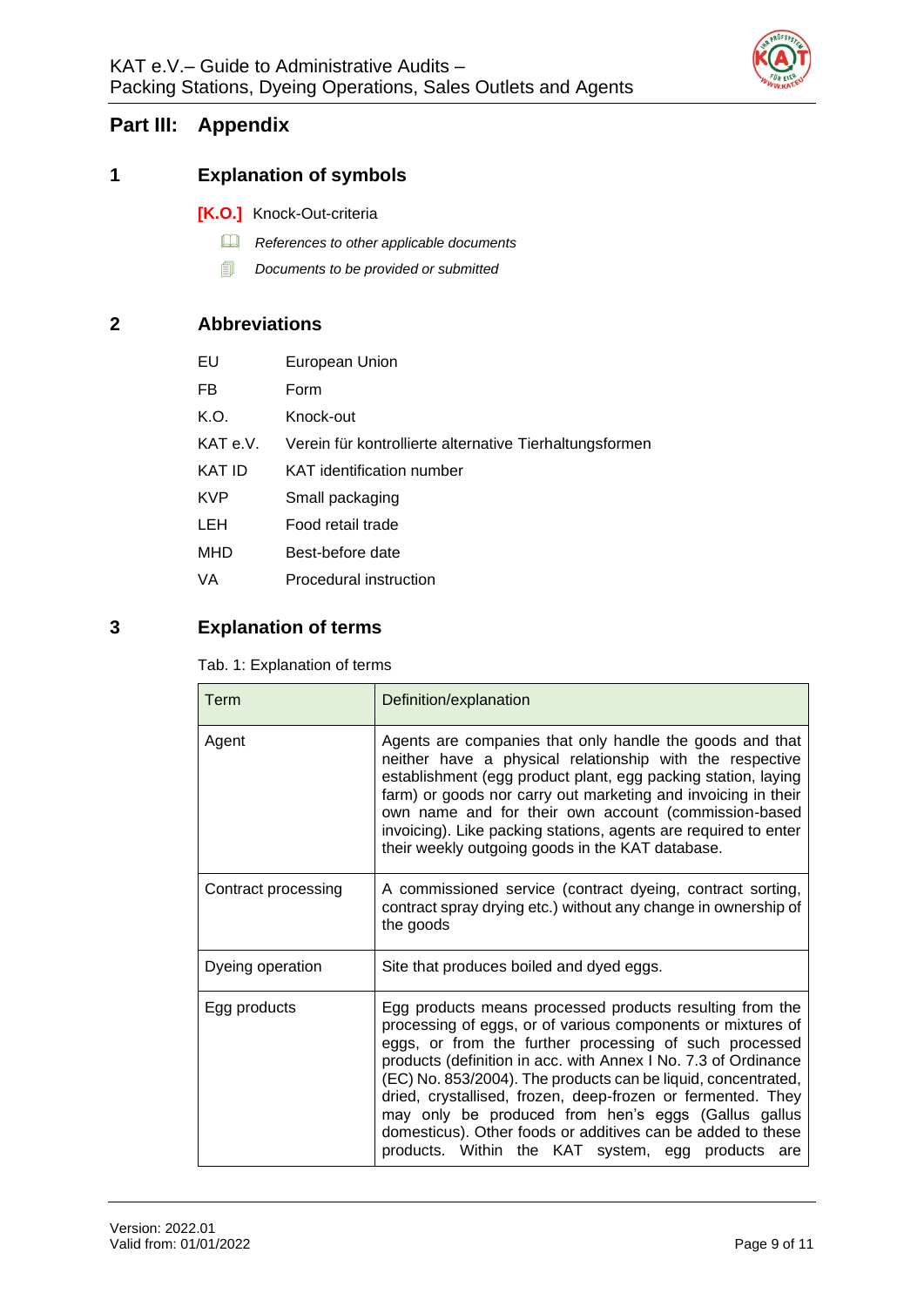# Part III: Appendix

## 1 Explanation of symbols

**[K.O.]** Knock-Out-criteria

📖 *References to other applicable documents*

🗐 *Documents to be provided or submitted*

## 2 Abbreviations

| | |
|---|---|
| EU | European Union |
| FB | Form |
| K.O. | Knock-out |
| KAT e.V. | Verein für kontrollierte alternative Tierhaltungsformen |
| KAT ID | KAT identification number |
| KVP | Small packaging |
| LEH | Food retail trade |
| MHD | Best-before date |
| VA | Procedural instruction |

## 3 Explanation of terms

Tab. 1: Explanation of terms

| Term | Definition/explanation |
|---|---|
| Agent | Agents are companies that only handle the goods and that neither have a physical relationship with the respective establishment (egg product plant, egg packing station, laying farm) or goods nor carry out marketing and invoicing in their own name and for their own account (commission-based invoicing). Like packing stations, agents are required to enter their weekly outgoing goods in the KAT database. |
| Contract processing | A commissioned service (contract dyeing, contract sorting, contract spray drying etc.) without any change in ownership of the goods |
| Dyeing operation | Site that produces boiled and dyed eggs. |
| Egg products | Egg products means processed products resulting from the processing of eggs, or of various components or mixtures of eggs, or from the further processing of such processed products (definition in acc. with Annex I No. 7.3 of Ordinance (EC) No. 853/2004). The products can be liquid, concentrated, dried, crystallised, frozen, deep-frozen or fermented. They may only be produced from hen's eggs (Gallus gallus domesticus). Other foods or additives can be added to these products. Within the KAT system, egg products are |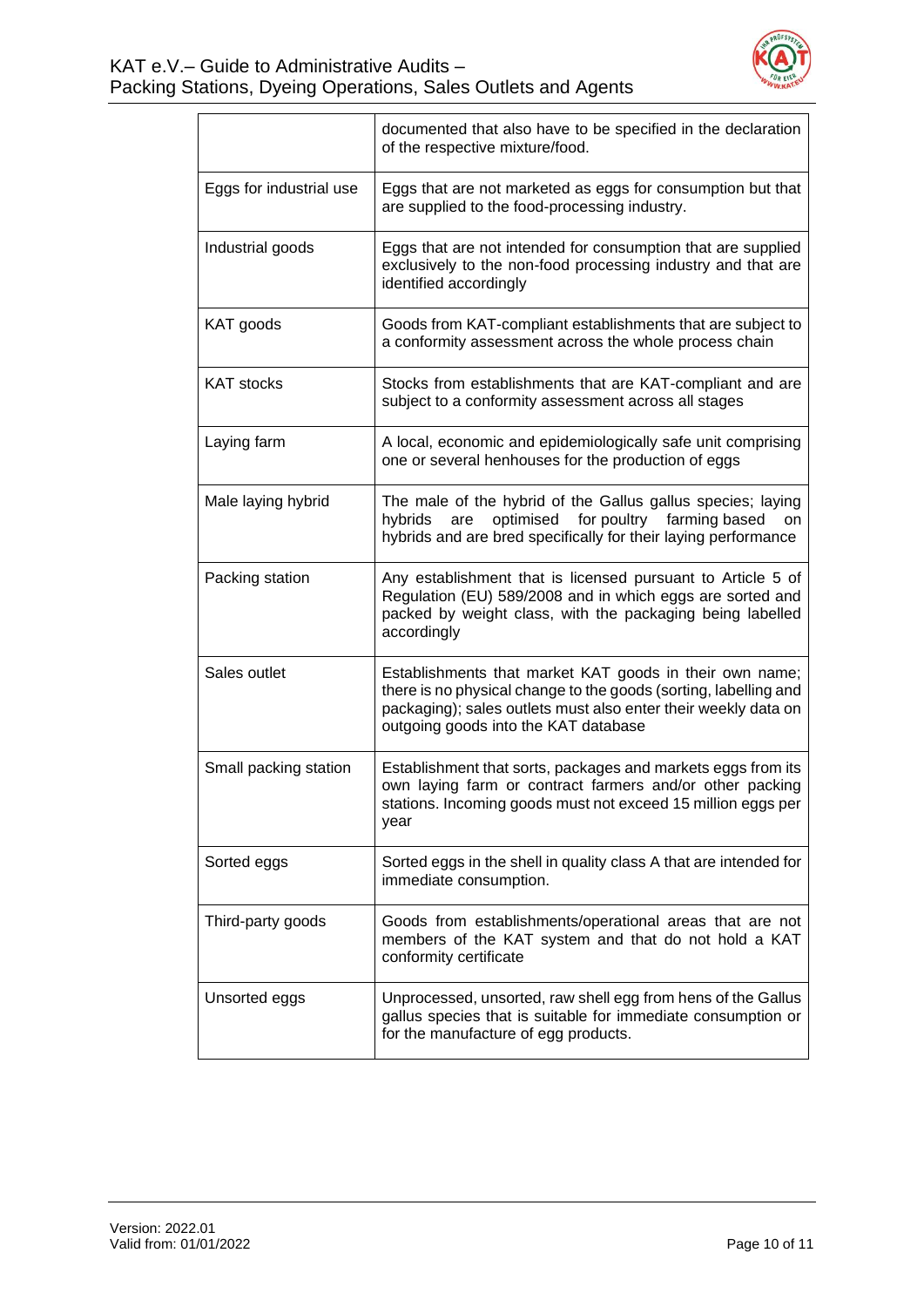| | |
|---|---|
| | documented that also have to be specified in the declaration of the respective mixture/food. |
| Eggs for industrial use | Eggs that are not marketed as eggs for consumption but that are supplied to the food-processing industry. |
| Industrial goods | Eggs that are not intended for consumption that are supplied exclusively to the non-food processing industry and that are identified accordingly |
| KAT goods | Goods from KAT-compliant establishments that are subject to a conformity assessment across the whole process chain |
| KAT stocks | Stocks from establishments that are KAT-compliant and are subject to a conformity assessment across all stages |
| Laying farm | A local, economic and epidemiologically safe unit comprising one or several henhouses for the production of eggs |
| Male laying hybrid | The male of the hybrid of the Gallus gallus species; laying hybrids are optimised for poultry farming based on hybrids and are bred specifically for their laying performance |
| Packing station | Any establishment that is licensed pursuant to Article 5 of Regulation (EU) 589/2008 and in which eggs are sorted and packed by weight class, with the packaging being labelled accordingly |
| Sales outlet | Establishments that market KAT goods in their own name; there is no physical change to the goods (sorting, labelling and packaging); sales outlets must also enter their weekly data on outgoing goods into the KAT database |
| Small packing station | Establishment that sorts, packages and markets eggs from its own laying farm or contract farmers and/or other packing stations. Incoming goods must not exceed 15 million eggs per year |
| Sorted eggs | Sorted eggs in the shell in quality class A that are intended for immediate consumption. |
| Third-party goods | Goods from establishments/operational areas that are not members of the KAT system and that do not hold a KAT conformity certificate |
| Unsorted eggs | Unprocessed, unsorted, raw shell egg from hens of the Gallus gallus species that is suitable for immediate consumption or for the manufacture of egg products. |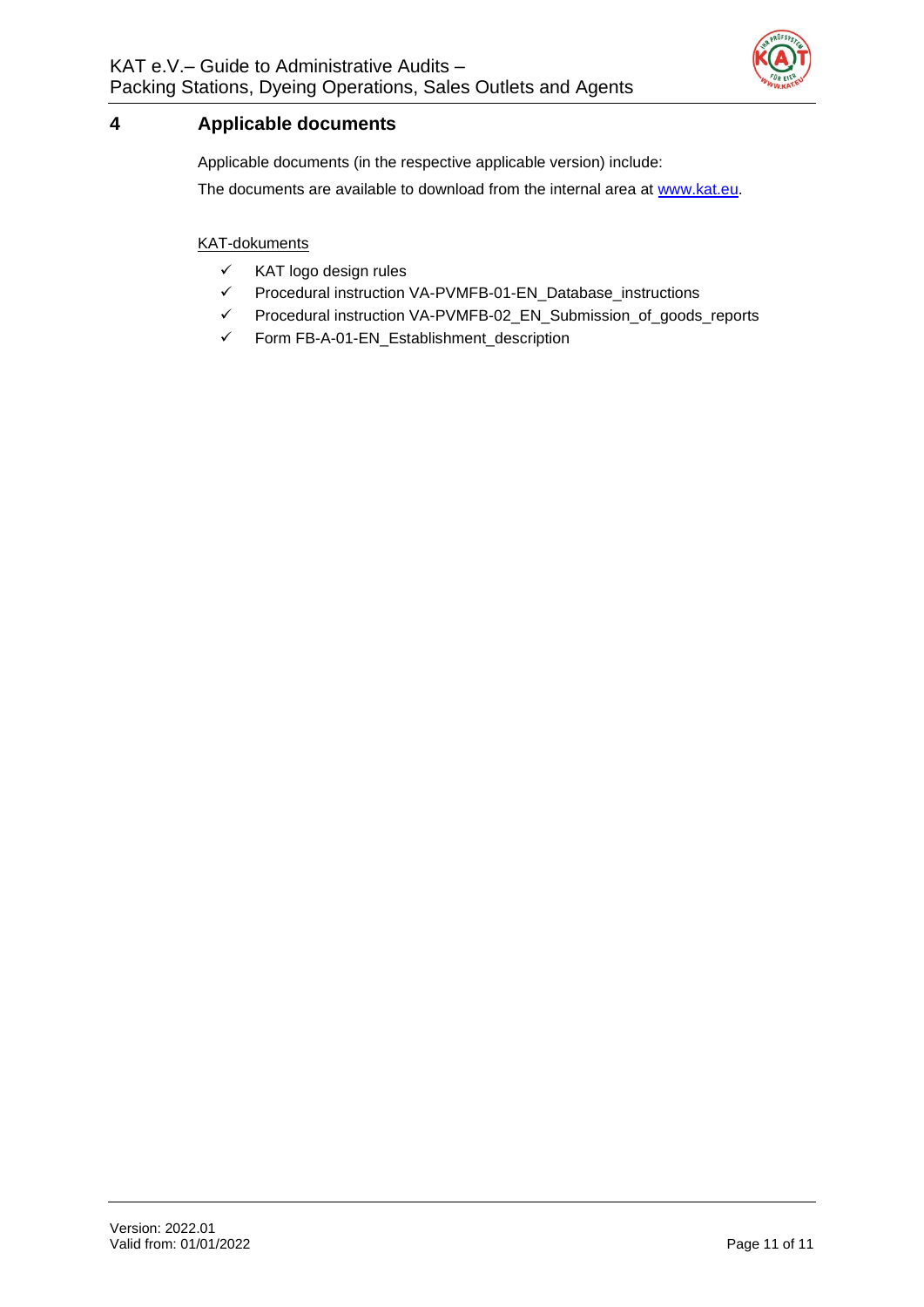## 4 Applicable documents

Applicable documents (in the respective applicable version) include:

The documents are available to download from the internal area at www.kat.eu.

KAT-dokuments

- ✓ KAT logo design rules
- ✓ Procedural instruction VA-PVMFB-01-EN_Database_instructions
- ✓ Procedural instruction VA-PVMFB-02_EN_Submission_of_goods_reports
- ✓ Form FB-A-01-EN_Establishment_description